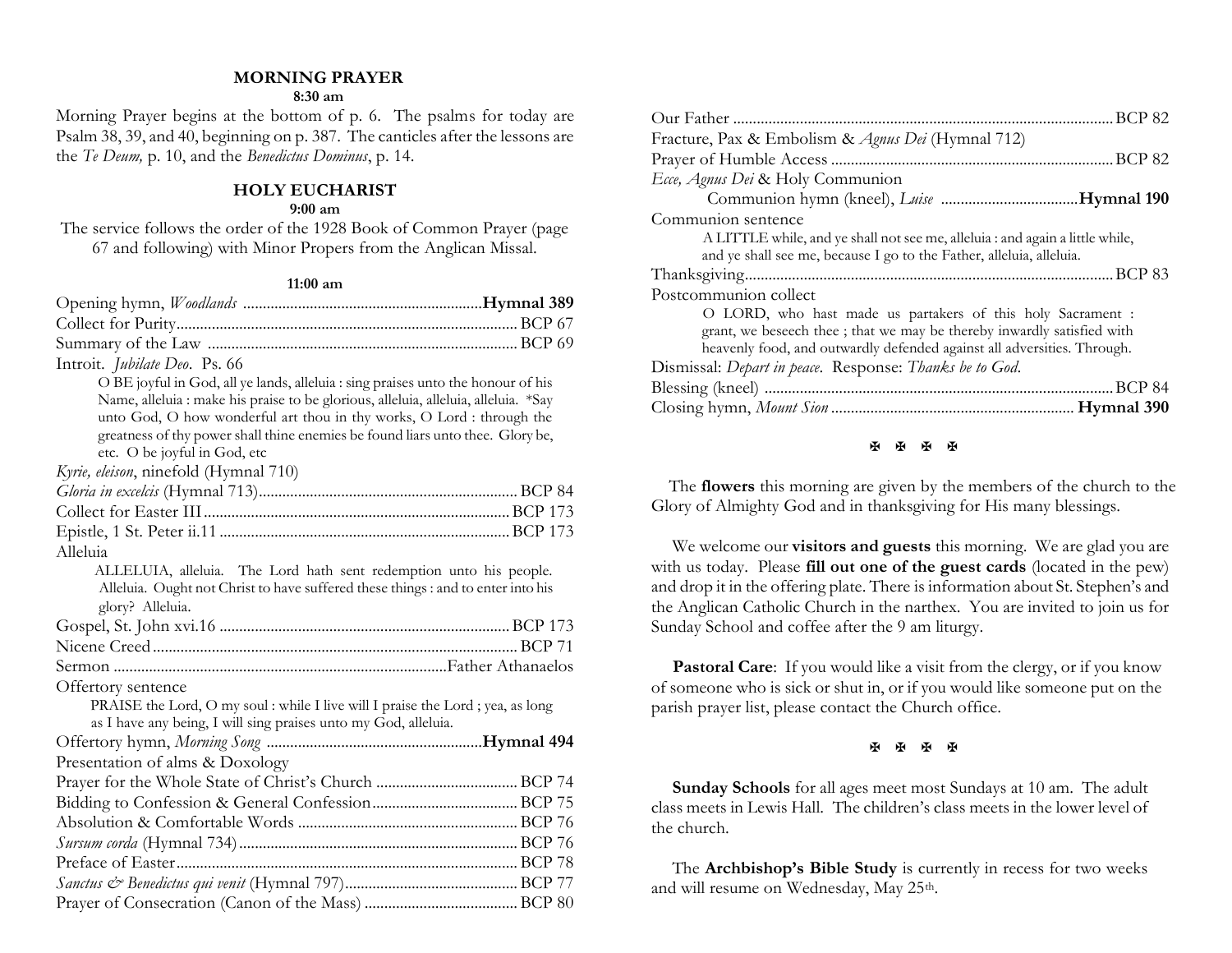## MORNING PRAYER

**8:30 am**

Morning Prayer begins at the bottom of p. 6. The psalms for today are Psalm 38, 39, and 40, beginning on p. 387. The canticles after the lessons are the *Te Deum,* p. 10, and the *Benedictus Dominus*, p. 14.

## HOLY EUCHARIST

**9:00 am**

The service follows the order of the 1928 Book of Common Prayer (page 67 and following) with Minor Propers from the Anglican Missal.

**11:00 am**

Opening hymn, *Woodlands* .................................................**Hymnal 389**
Collect for Purity.................................................................. BCP 67
Summary of the Law ............................................................ BCP 69
Introit. *Jubilate Deo*. Ps. 66

> O BE joyful in God, all ye lands, alleluia : sing praises unto the honour of his Name, alleluia : make his praise to be glorious, alleluia, alleluia, alleluia. *Say unto God, O how wonderful art thou in thy works, O Lord : through the greatness of thy power shall thine enemies be found liars unto thee. Glory be, etc. O be joyful in God, etc

*Kyrie, eleison*, ninefold (Hymnal 710)
*Gloria in excelsis* (Hymnal 713)............................................... BCP 84
Collect for Easter III.............................................................. BCP 173
Epistle, 1 St. Peter ii.11 .......................................................... BCP 173
Alleluia

> ALLELUIA, alleluia. The Lord hath sent redemption unto his people. Alleluia. Ought not Christ to have suffered these things : and to enter into his glory? Alleluia.

Gospel, St. John xvi.16 ........................................................... BCP 173
Nicene Creed............................................................................ BCP 71
Sermon ....................................................................Father Athanaelos
Offertory sentence

> PRAISE the Lord, O my soul : while I live will I praise the Lord ; yea, as long as I have any being, I will sing praises unto my God, alleluia.

Offertory hymn, *Morning Song* ...........................................**Hymnal 494**
Presentation of alms & Doxology
Prayer for the Whole State of Christ's Church .................................... BCP 74
Bidding to Confession & General Confession..................................... BCP 75
Absolution & Comfortable Words ......................................................... BCP 76
*Sursum corda* (Hymnal 734).................................................................. BCP 76
Preface of Easter...................................................................................... BCP 78
*Sanctus & Benedictus qui venit* (Hymnal 797)......................................... BCP 77
Prayer of Consecration (Canon of the Mass) ....................................... BCP 80
Our Father ............................................................................................... BCP 82
Fracture, Pax & Embolism & *Agnus Dei* (Hymnal 712)
Prayer of Humble Access ....................................................................... BCP 82
*Ecce, Agnus Dei* & Holy Communion

Communion hymn (kneel), *Luise* ...................................**Hymnal 190**

Communion sentence

> A LITTLE while, and ye shall not see me, alleluia : and again a little while, and ye shall see me, because I go to the Father, alleluia, alleluia.

Thanksgiving............................................................................................. BCP 83
Postcommunion collect

> O LORD, who hast made us partakers of this holy Sacrament : grant, we beseech thee ; that we may be thereby inwardly satisfied with heavenly food, and outwardly defended against all adversities. Through.

Dismissal: *Depart in peace*. Response: *Thanks be to God*.
Blessing (kneel) ........................................................................................ BCP 84
Closing hymn, *Mount Sion* ............................................................ **Hymnal 390**

✠ ✠ ✠ ✠

The **flowers** this morning are given by the members of the church to the Glory of Almighty God and in thanksgiving for His many blessings.

We welcome our **visitors and guests** this morning. We are glad you are with us today. Please **fill out one of the guest cards** (located in the pew) and drop it in the offering plate. There is information about St. Stephen's and the Anglican Catholic Church in the narthex. You are invited to join us for Sunday School and coffee after the 9 am liturgy.

**Pastoral Care**: If you would like a visit from the clergy, or if you know of someone who is sick or shut in, or if you would like someone put on the parish prayer list, please contact the Church office.

✠ ✠ ✠ ✠

**Sunday Schools** for all ages meet most Sundays at 10 am. The adult class meets in Lewis Hall. The children's class meets in the lower level of the church.

The **Archbishop's Bible Study** is currently in recess for two weeks and will resume on Wednesday, May 25th.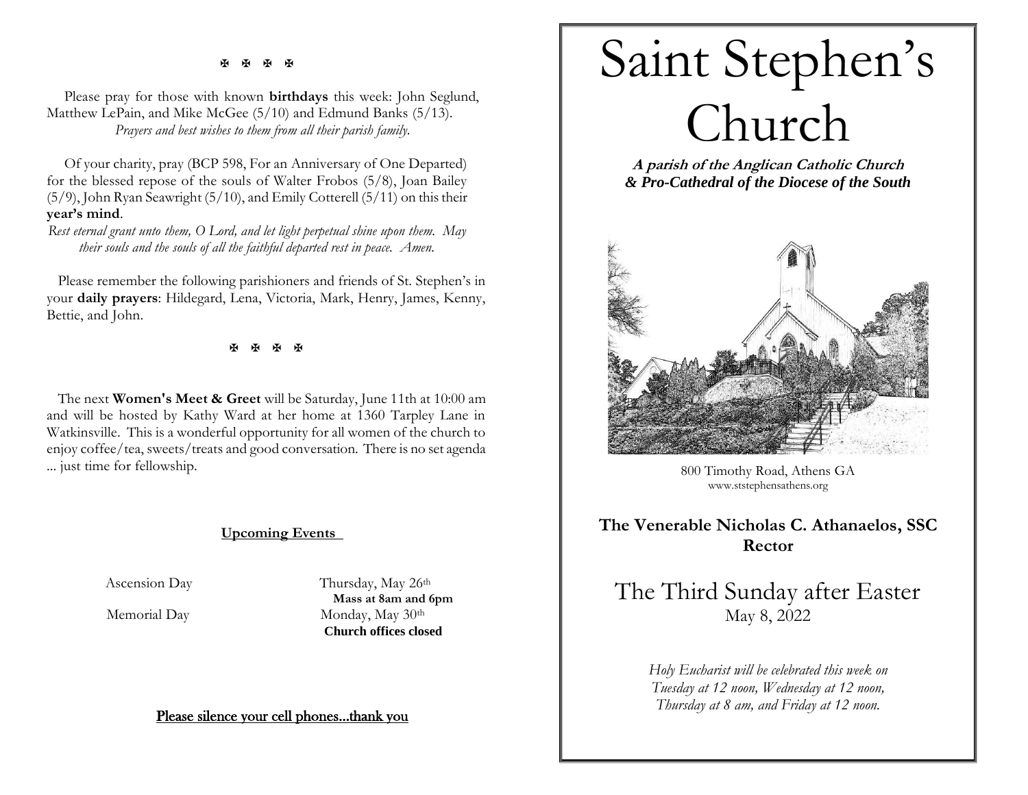✠ ✠ ✠ ✠

Please pray for those with known **birthdays** this week: John Seglund, Matthew LePain, and Mike McGee (5/10) and Edmund Banks (5/13).

*Prayers and best wishes to them from all their parish family.*

Of your charity, pray (BCP 598, For an Anniversary of One Departed) for the blessed repose of the souls of Walter Frobos (5/8), Joan Bailey (5/9), John Ryan Seawright (5/10), and Emily Cotterell (5/11) on this their **year's mind**.

*Rest eternal grant unto them, O Lord, and let light perpetual shine upon them. May their souls and the souls of all the faithful departed rest in peace. Amen.*

Please remember the following parishioners and friends of St. Stephen's in your **daily prayers**: Hildegard, Lena, Victoria, Mark, Henry, James, Kenny, Bettie, and John.

✠ ✠ ✠ ✠

The next **Women's Meet & Greet** will be Saturday, June 11th at 10:00 am and will be hosted by Kathy Ward at her home at 1360 Tarpley Lane in Watkinsville. This is a wonderful opportunity for all women of the church to enjoy coffee/tea, sweets/treats and good conversation. There is no set agenda ... just time for fellowship.

## Upcoming Events

| | |
|---|---|
| Ascension Day | Thursday, May 26th **Mass at 8am and 6pm** |
| Memorial Day | Monday, May 30th **Church offices closed** |

Please silence your cell phones...thank you

# Saint Stephen's Church

***A parish of the Anglican Catholic Church***
***& Pro-Cathedral of the Diocese of the South***

800 Timothy Road, Athens GA
www.ststephensathens.org

**The Venerable Nicholas C. Athanaelos, SSC**
**Rector**

## The Third Sunday after Easter

May 8, 2022

*Holy Eucharist will be celebrated this week on Tuesday at 12 noon, Wednesday at 12 noon, Thursday at 8 am, and Friday at 12 noon.*